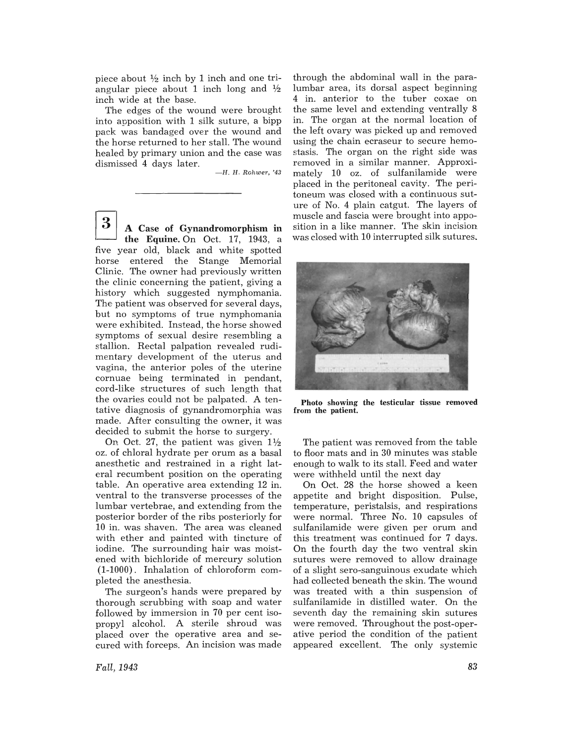piece about ½ inch by 1 inch and one triangular piece about 1 inch long and ½ inch wide at the base.

The edges of the wound were brought into apposition with 1 silk suture, a bipp pack was bandaged over the wound and the horse returned to her stall. The wound healed by primary union and the case was dismissed 4 days later.

—*H. H. Rohwer, '43*

---

**3** **A Case of Gynandromorphism in the Equine.** On Oct. 17, 1943, a five year old, black and white spotted horse entered the Stange Memorial Clinic. The owner had previously written the clinic concerning the patient, giving a history which suggested nymphomania. The patient was observed for several days, but no symptoms of true nymphomania were exhibited. Instead, the horse showed symptoms of sexual desire resembling a stallion. Rectal palpation revealed rudimentary development of the uterus and vagina, the anterior poles of the uterine cornuae being terminated in pendant, cord-like structures of such length that the ovaries could not be palpated. A tentative diagnosis of gynandromorphia was made. After consulting the owner, it was decided to submit the horse to surgery.

On Oct. 27, the patient was given 1½ oz. of chloral hydrate per orum as a basal anesthetic and restrained in a right lateral recumbent position on the operating table. An operative area extending 12 in. ventral to the transverse processes of the lumbar vertebrae, and extending from the posterior border of the ribs posteriorly for 10 in. was shaven. The area was cleaned with ether and painted with tincture of iodine. The surrounding hair was moistened with bichloride of mercury solution (1-1000). Inhalation of chloroform completed the anesthesia.

The surgeon's hands were prepared by thorough scrubbing with soap and water followed by immersion in 70 per cent isopropyl alcohol. A sterile shroud was placed over the operative area and secured with forceps. An incision was made through the abdominal wall in the paralumbar area, its dorsal aspect beginning 4 in. anterior to the tuber coxae on the same level and extending ventrally 8 in. The organ at the normal location of the left ovary was picked up and removed using the chain ecraseur to secure hemostasis. The organ on the right side was removed in a similar manner. Approximately 10 oz. of sulfanilamide were placed in the peritoneal cavity. The peritoneum was closed with a continuous suture of No. 4 plain catgut. The layers of muscle and fascia were brought into apposition in a like manner. The skin incision was closed with 10 interrupted silk sutures.

**Photo showing the testicular tissue removed from the patient.**

The patient was removed from the table to floor mats and in 30 minutes was stable enough to walk to its stall. Feed and water were withheld until the next day

On Oct. 28 the horse showed a keen appetite and bright disposition. Pulse, temperature, peristalsis, and respirations were normal. Three No. 10 capsules of sulfanilamide were given per orum and this treatment was continued for 7 days. On the fourth day the two ventral skin sutures were removed to allow drainage of a slight sero-sanguinous exudate which had collected beneath the skin. The wound was treated with a thin suspension of sulfanilamide in distilled water. On the seventh day the remaining skin sutures were removed. Throughout the post-operative period the condition of the patient appeared excellent. The only systemic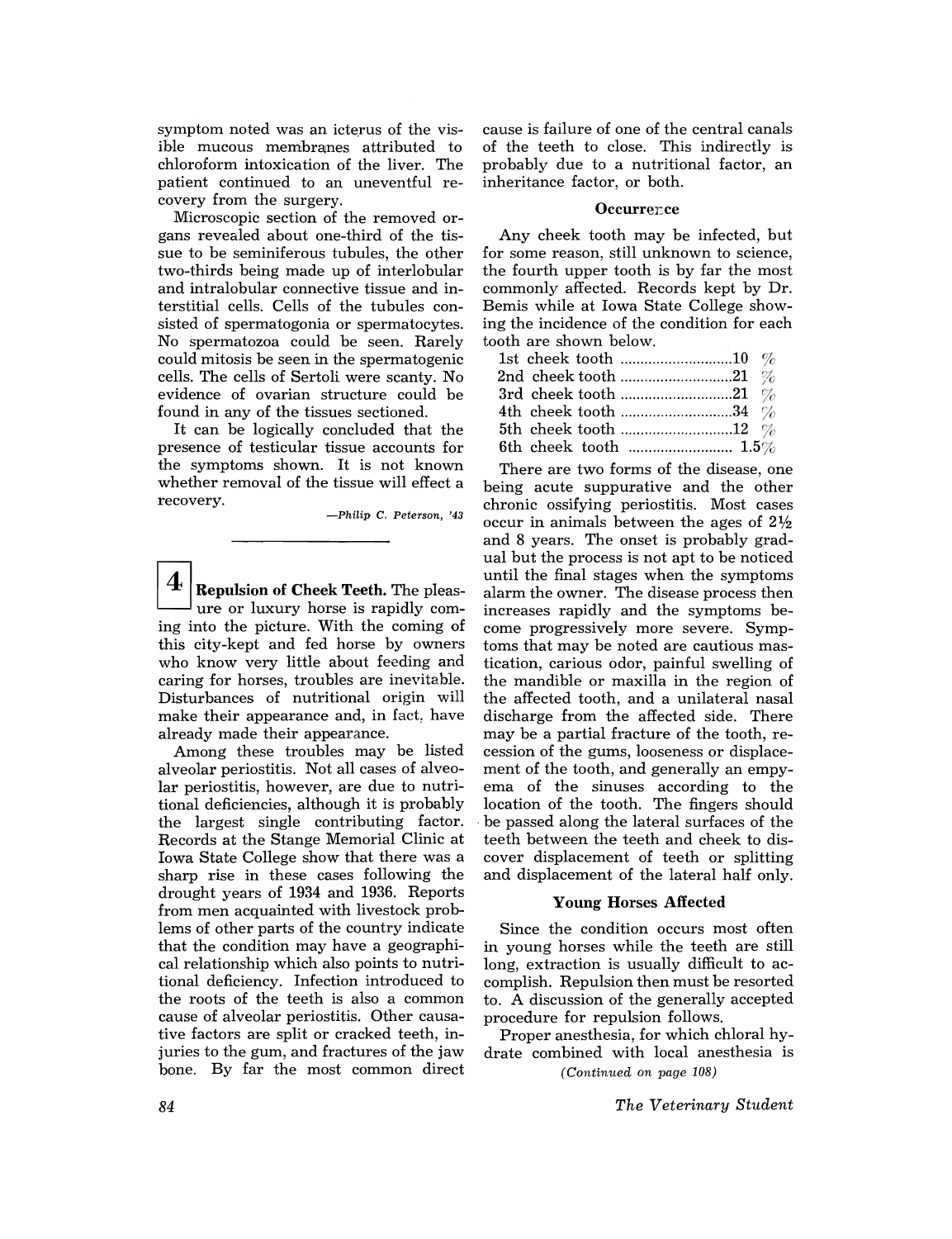symptom noted was an icterus of the visible mucous membranes attributed to chloroform intoxication of the liver. The patient continued to an uneventful recovery from the surgery.

Microscopic section of the removed organs revealed about one-third of the tissue to be seminiferous tubules, the other two-thirds being made up of interlobular and intralobular connective tissue and interstitial cells. Cells of the tubules consisted of spermatogonia or spermatocytes. No spermatozoa could be seen. Rarely could mitosis be seen in the spermatogenic cells. The cells of Sertoli were scanty. No evidence of ovarian structure could be found in any of the tissues sectioned.

It can be logically concluded that the presence of testicular tissue accounts for the symptoms shown. It is not known whether removal of the tissue will effect a recovery.

—*Philip C. Peterson, '43*

---

**4** **Repulsion of Cheek Teeth.** The pleasure or luxury horse is rapidly coming into the picture. With the coming of this city-kept and fed horse by owners who know very little about feeding and caring for horses, troubles are inevitable. Disturbances of nutritional origin will make their appearance and, in fact, have already made their appearance.

Among these troubles may be listed alveolar periostitis. Not all cases of alveolar periostitis, however, are due to nutritional deficiencies, although it is probably the largest single contributing factor. Records at the Stange Memorial Clinic at Iowa State College show that there was a sharp rise in these cases following the drought years of 1934 and 1936. Reports from men acquainted with livestock problems of other parts of the country indicate that the condition may have a geographical relationship which also points to nutritional deficiency. Infection introduced to the roots of the teeth is also a common cause of alveolar periostitis. Other causative factors are split or cracked teeth, injuries to the gum, and fractures of the jaw bone. By far the most common direct cause is failure of one of the central canals of the teeth to close. This indirectly is probably due to a nutritional factor, an inheritance factor, or both.

### Occurrence

Any cheek tooth may be infected, but for some reason, still unknown to science, the fourth upper tooth is by far the most commonly affected. Records kept by Dr. Bemis while at Iowa State College showing the incidence of the condition for each tooth are shown below.

| | |
|---|---|
| 1st cheek tooth | 10 % |
| 2nd cheek tooth | 21 % |
| 3rd cheek tooth | 21 % |
| 4th cheek tooth | 34 % |
| 5th cheek tooth | 12 % |
| 6th cheek tooth | 1.5% |

There are two forms of the disease, one being acute suppurative and the other chronic ossifying periostitis. Most cases occur in animals between the ages of 2½ and 8 years. The onset is probably gradual but the process is not apt to be noticed until the final stages when the symptoms alarm the owner. The disease process then increases rapidly and the symptoms become progressively more severe. Symptoms that may be noted are cautious mastication, carious odor, painful swelling of the mandible or maxilla in the region of the affected tooth, and a unilateral nasal discharge from the affected side. There may be a partial fracture of the tooth, recession of the gums, looseness or displacement of the tooth, and generally an empyema of the sinuses according to the location of the tooth. The fingers should be passed along the lateral surfaces of the teeth between the teeth and cheek to discover displacement of teeth or splitting and displacement of the lateral half only.

### Young Horses Affected

Since the condition occurs most often in young horses while the teeth are still long, extraction is usually difficult to accomplish. Repulsion then must be resorted to. A discussion of the generally accepted procedure for repulsion follows.

Proper anesthesia, for which chloral hydrate combined with local anesthesia is

*(Continued on page 108)*